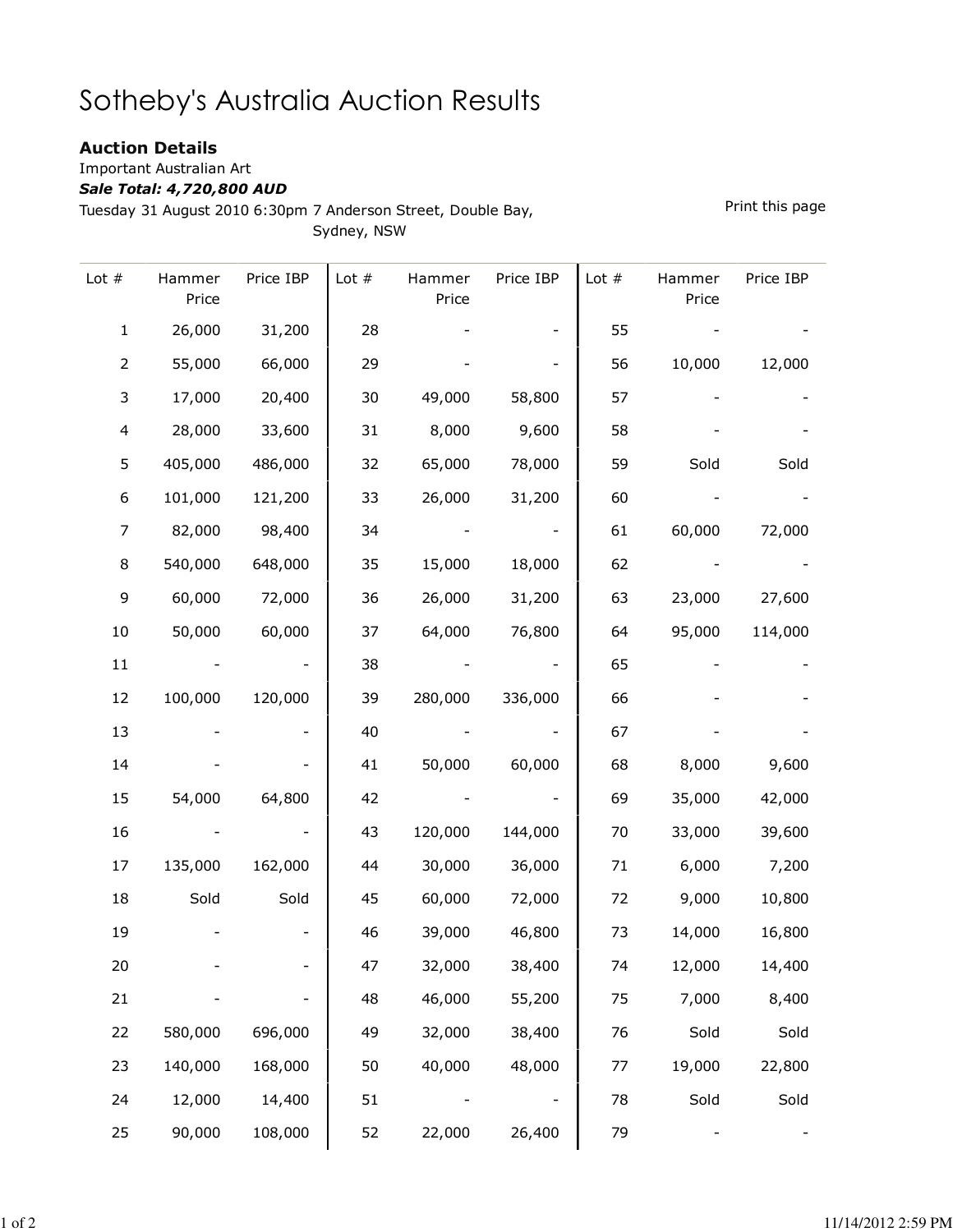# Sotheby's Australia Auction Results

**Auction Details**

Important Australian Art

***Sale Total: 4,720,800 AUD***

Tuesday 31 August 2010 6:30pm 7 Anderson Street, Double Bay, Sydney, NSW

Print this page

| Lot # | Hammer Price | Price IBP | Lot # | Hammer Price | Price IBP | Lot # | Hammer Price | Price IBP |
|---|---|---|---|---|---|---|---|---|
| 1 | 26,000 | 31,200 | 28 | - | - | 55 | - | - |
| 2 | 55,000 | 66,000 | 29 | - | - | 56 | 10,000 | 12,000 |
| 3 | 17,000 | 20,400 | 30 | 49,000 | 58,800 | 57 | - | - |
| 4 | 28,000 | 33,600 | 31 | 8,000 | 9,600 | 58 | - | - |
| 5 | 405,000 | 486,000 | 32 | 65,000 | 78,000 | 59 | Sold | Sold |
| 6 | 101,000 | 121,200 | 33 | 26,000 | 31,200 | 60 | - | - |
| 7 | 82,000 | 98,400 | 34 | - | - | 61 | 60,000 | 72,000 |
| 8 | 540,000 | 648,000 | 35 | 15,000 | 18,000 | 62 | - | - |
| 9 | 60,000 | 72,000 | 36 | 26,000 | 31,200 | 63 | 23,000 | 27,600 |
| 10 | 50,000 | 60,000 | 37 | 64,000 | 76,800 | 64 | 95,000 | 114,000 |
| 11 | - | - | 38 | - | - | 65 | - | - |
| 12 | 100,000 | 120,000 | 39 | 280,000 | 336,000 | 66 | - | - |
| 13 | - | - | 40 | - | - | 67 | - | - |
| 14 | - | - | 41 | 50,000 | 60,000 | 68 | 8,000 | 9,600 |
| 15 | 54,000 | 64,800 | 42 | - | - | 69 | 35,000 | 42,000 |
| 16 | - | - | 43 | 120,000 | 144,000 | 70 | 33,000 | 39,600 |
| 17 | 135,000 | 162,000 | 44 | 30,000 | 36,000 | 71 | 6,000 | 7,200 |
| 18 | Sold | Sold | 45 | 60,000 | 72,000 | 72 | 9,000 | 10,800 |
| 19 | - | - | 46 | 39,000 | 46,800 | 73 | 14,000 | 16,800 |
| 20 | - | - | 47 | 32,000 | 38,400 | 74 | 12,000 | 14,400 |
| 21 | - | - | 48 | 46,000 | 55,200 | 75 | 7,000 | 8,400 |
| 22 | 580,000 | 696,000 | 49 | 32,000 | 38,400 | 76 | Sold | Sold |
| 23 | 140,000 | 168,000 | 50 | 40,000 | 48,000 | 77 | 19,000 | 22,800 |
| 24 | 12,000 | 14,400 | 51 | - | - | 78 | Sold | Sold |
| 25 | 90,000 | 108,000 | 52 | 22,000 | 26,400 | 79 | - | - |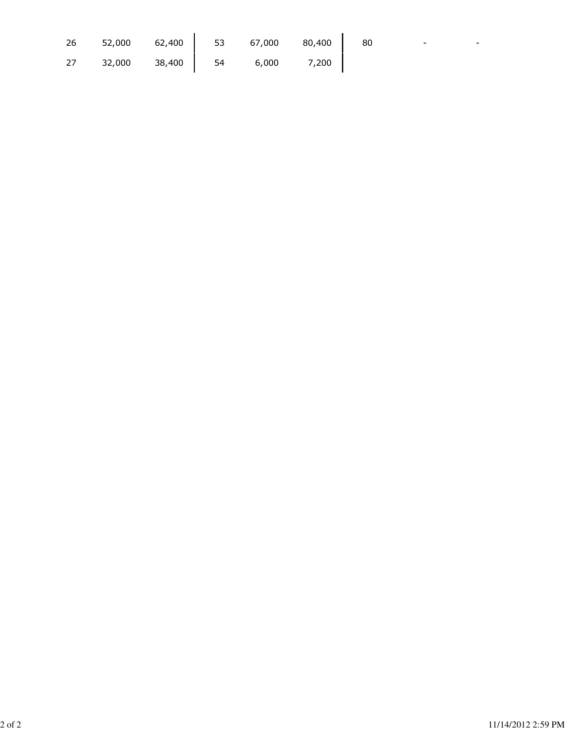| | | | | | | | | |
|---|---|---|---|---|---|---|---|---|
| 26 | 52,000 | 62,400 | 53 | 67,000 | 80,400 | 80 | - | - |
| 27 | 32,000 | 38,400 | 54 | 6,000 | 7,200 | | | |